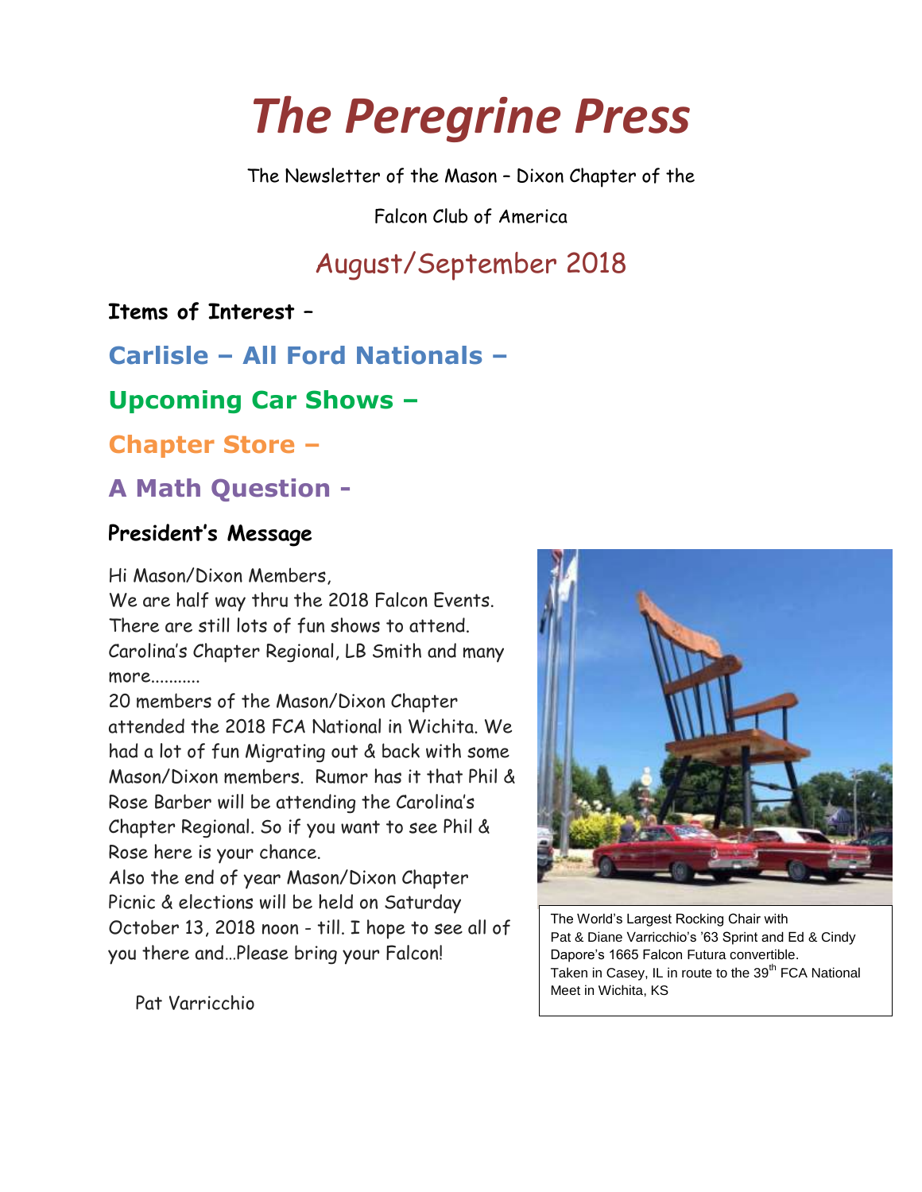# *The Peregrine Press*

The Newsletter of the Mason – Dixon Chapter of the

Falcon Club of America

## August/September 2018

**Items of Interest –**

**Carlisle – All Ford Nationals –**

**Upcoming Car Shows –**

**Chapter Store –**

**A Math Question -**

### President's Message

Hi Mason/Dixon Members,
We are half way thru the 2018 Falcon Events. There are still lots of fun shows to attend. Carolina's Chapter Regional, LB Smith and many more...........
20 members of the Mason/Dixon Chapter attended the 2018 FCA National in Wichita. We had a lot of fun Migrating out & back with some Mason/Dixon members. Rumor has it that Phil & Rose Barber will be attending the Carolina's Chapter Regional. So if you want to see Phil & Rose here is your chance.
Also the end of year Mason/Dixon Chapter Picnic & elections will be held on Saturday October 13, 2018 noon - till. I hope to see all of you there and…Please bring your Falcon!

Pat Varricchio

The World's Largest Rocking Chair with Pat & Diane Varricchio's '63 Sprint and Ed & Cindy Dapore's 1665 Falcon Futura convertible. Taken in Casey, IL in route to the 39th FCA National Meet in Wichita, KS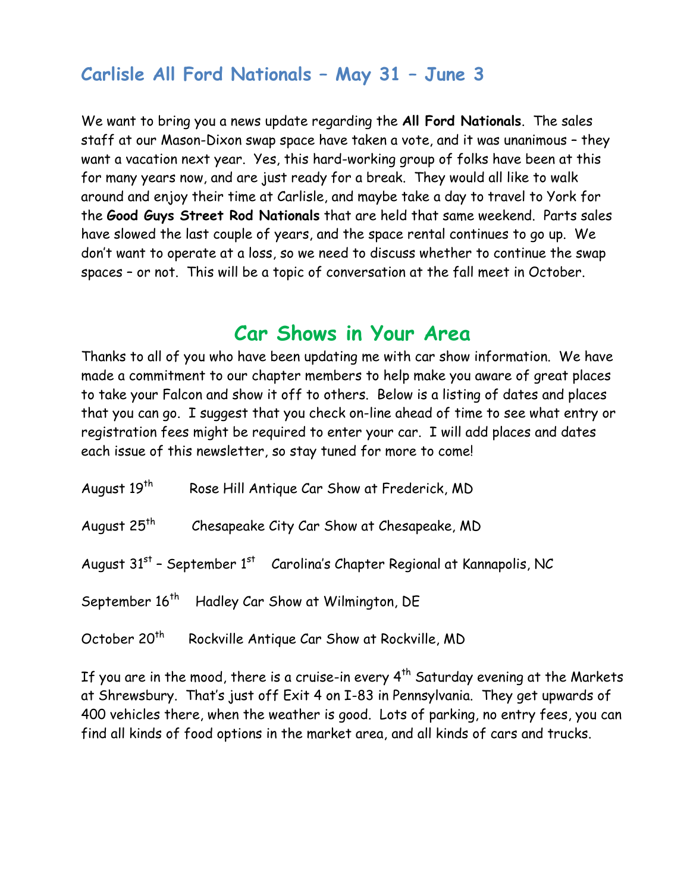## Carlisle All Ford Nationals – May 31 – June 3

We want to bring you a news update regarding the **All Ford Nationals**. The sales staff at our Mason-Dixon swap space have taken a vote, and it was unanimous – they want a vacation next year. Yes, this hard-working group of folks have been at this for many years now, and are just ready for a break. They would all like to walk around and enjoy their time at Carlisle, and maybe take a day to travel to York for the **Good Guys Street Rod Nationals** that are held that same weekend. Parts sales have slowed the last couple of years, and the space rental continues to go up. We don't want to operate at a loss, so we need to discuss whether to continue the swap spaces – or not. This will be a topic of conversation at the fall meet in October.

## Car Shows in Your Area

Thanks to all of you who have been updating me with car show information. We have made a commitment to our chapter members to help make you aware of great places to take your Falcon and show it off to others. Below is a listing of dates and places that you can go. I suggest that you check on-line ahead of time to see what entry or registration fees might be required to enter your car. I will add places and dates each issue of this newsletter, so stay tuned for more to come!

August 19th Rose Hill Antique Car Show at Frederick, MD

August 25th Chesapeake City Car Show at Chesapeake, MD

August 31st – September 1st Carolina's Chapter Regional at Kannapolis, NC

September 16th Hadley Car Show at Wilmington, DE

October 20th Rockville Antique Car Show at Rockville, MD

If you are in the mood, there is a cruise-in every 4th Saturday evening at the Markets at Shrewsbury. That's just off Exit 4 on I-83 in Pennsylvania. They get upwards of 400 vehicles there, when the weather is good. Lots of parking, no entry fees, you can find all kinds of food options in the market area, and all kinds of cars and trucks.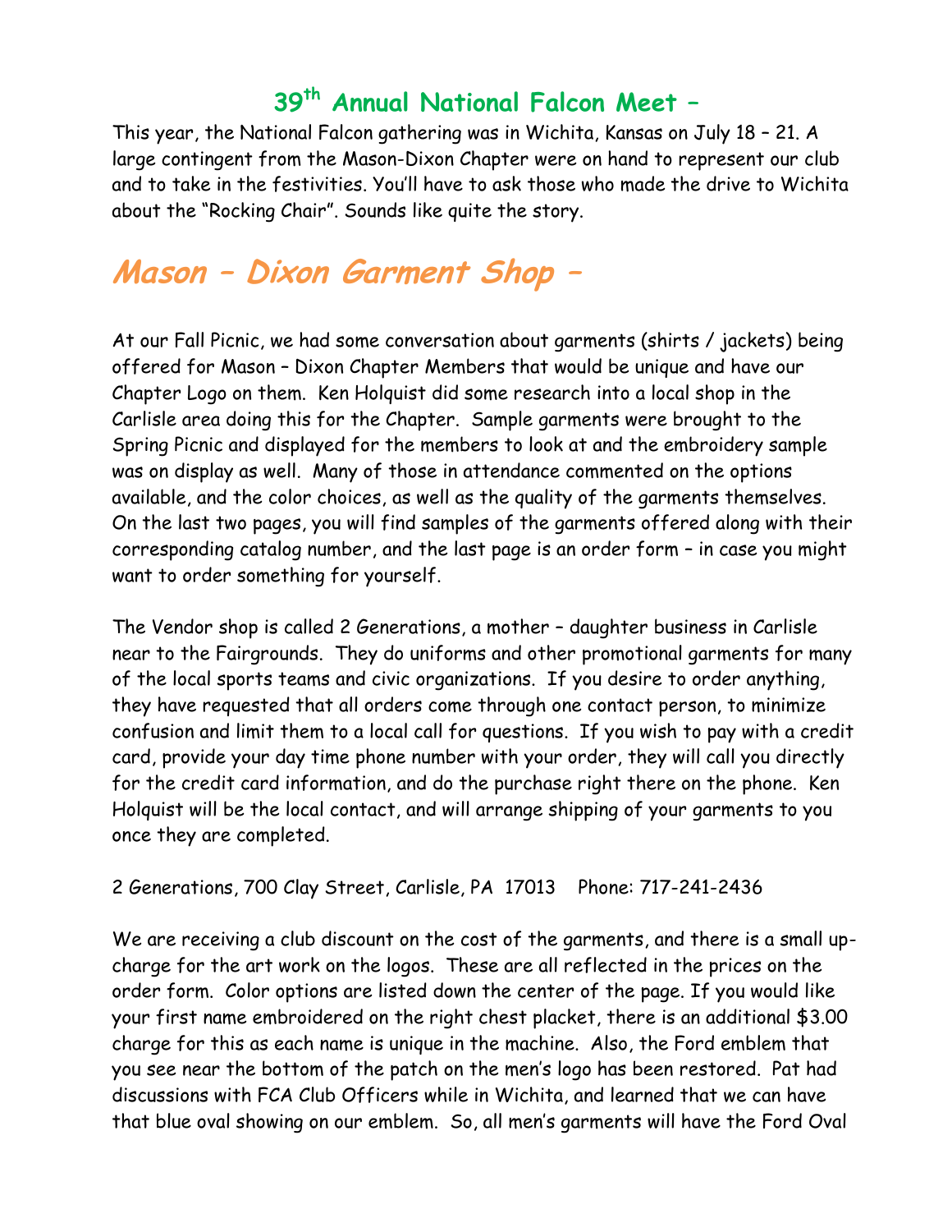## 39th Annual National Falcon Meet –

This year, the National Falcon gathering was in Wichita, Kansas on July 18 – 21. A large contingent from the Mason-Dixon Chapter were on hand to represent our club and to take in the festivities. You'll have to ask those who made the drive to Wichita about the "Rocking Chair". Sounds like quite the story.

# *Mason – Dixon Garment Shop –*

At our Fall Picnic, we had some conversation about garments (shirts / jackets) being offered for Mason – Dixon Chapter Members that would be unique and have our Chapter Logo on them. Ken Holquist did some research into a local shop in the Carlisle area doing this for the Chapter. Sample garments were brought to the Spring Picnic and displayed for the members to look at and the embroidery sample was on display as well. Many of those in attendance commented on the options available, and the color choices, as well as the quality of the garments themselves. On the last two pages, you will find samples of the garments offered along with their corresponding catalog number, and the last page is an order form – in case you might want to order something for yourself.

The Vendor shop is called 2 Generations, a mother – daughter business in Carlisle near to the Fairgrounds. They do uniforms and other promotional garments for many of the local sports teams and civic organizations. If you desire to order anything, they have requested that all orders come through one contact person, to minimize confusion and limit them to a local call for questions. If you wish to pay with a credit card, provide your day time phone number with your order, they will call you directly for the credit card information, and do the purchase right there on the phone. Ken Holquist will be the local contact, and will arrange shipping of your garments to you once they are completed.

2 Generations, 700 Clay Street, Carlisle, PA 17013 Phone: 717-241-2436

We are receiving a club discount on the cost of the garments, and there is a small up-charge for the art work on the logos. These are all reflected in the prices on the order form. Color options are listed down the center of the page. If you would like your first name embroidered on the right chest placket, there is an additional $3.00 charge for this as each name is unique in the machine. Also, the Ford emblem that you see near the bottom of the patch on the men's logo has been restored. Pat had discussions with FCA Club Officers while in Wichita, and learned that we can have that blue oval showing on our emblem. So, all men's garments will have the Ford Oval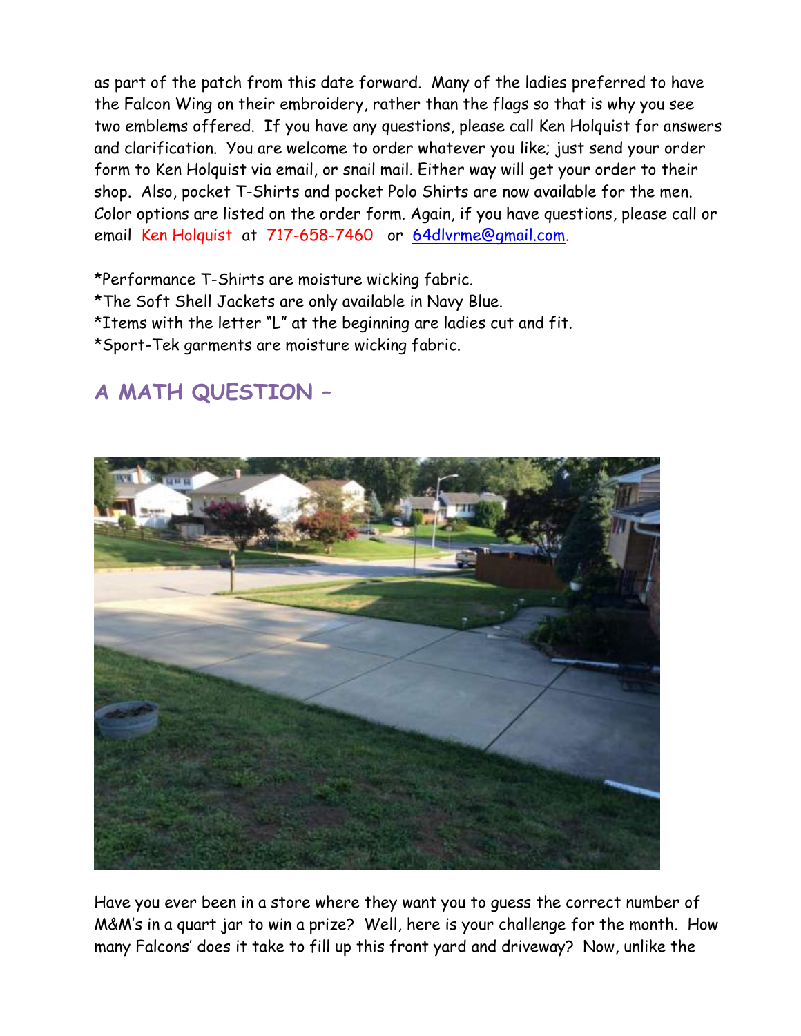as part of the patch from this date forward. Many of the ladies preferred to have the Falcon Wing on their embroidery, rather than the flags so that is why you see two emblems offered. If you have any questions, please call Ken Holquist for answers and clarification. You are welcome to order whatever you like; just send your order form to Ken Holquist via email, or snail mail. Either way will get your order to their shop. Also, pocket T-Shirts and pocket Polo Shirts are now available for the men. Color options are listed on the order form. Again, if you have questions, please call or email Ken Holquist at 717-658-7460 or 64dlvrme@gmail.com.

*Performance T-Shirts are moisture wicking fabric.
*The Soft Shell Jackets are only available in Navy Blue.
*Items with the letter "L" at the beginning are ladies cut and fit.
*Sport-Tek garments are moisture wicking fabric.

## A MATH QUESTION –

Have you ever been in a store where they want you to guess the correct number of M&M's in a quart jar to win a prize? Well, here is your challenge for the month. How many Falcons' does it take to fill up this front yard and driveway? Now, unlike the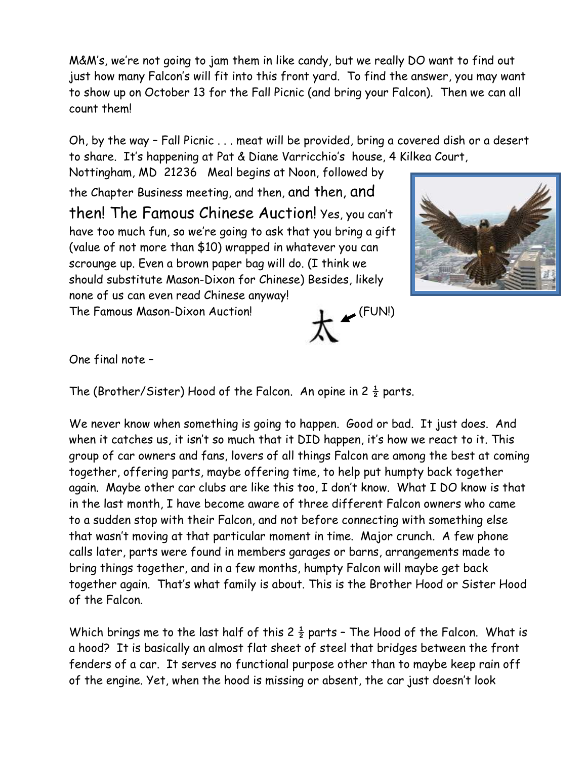M&M's, we're not going to jam them in like candy, but we really DO want to find out just how many Falcon's will fit into this front yard. To find the answer, you may want to show up on October 13 for the Fall Picnic (and bring your Falcon). Then we can all count them!

Oh, by the way – Fall Picnic . . . meat will be provided, bring a covered dish or a desert to share. It's happening at Pat & Diane Varricchio's house, 4 Kilkea Court, Nottingham, MD 21236 Meal begins at Noon, followed by the Chapter Business meeting, and then, and then, and then! The Famous Chinese Auction! Yes, you can't have too much fun, so we're going to ask that you bring a gift (value of not more than $10) wrapped in whatever you can scrounge up. Even a brown paper bag will do. (I think we should substitute Mason-Dixon for Chinese) Besides, likely none of us can even read Chinese anyway!

The Famous Mason-Dixon Auction! 太 (FUN!)

One final note –

The (Brother/Sister) Hood of the Falcon. An opine in 2 ½ parts.

We never know when something is going to happen. Good or bad. It just does. And when it catches us, it isn't so much that it DID happen, it's how we react to it. This group of car owners and fans, lovers of all things Falcon are among the best at coming together, offering parts, maybe offering time, to help put humpty back together again. Maybe other car clubs are like this too, I don't know. What I DO know is that in the last month, I have become aware of three different Falcon owners who came to a sudden stop with their Falcon, and not before connecting with something else that wasn't moving at that particular moment in time. Major crunch. A few phone calls later, parts were found in members garages or barns, arrangements made to bring things together, and in a few months, humpty Falcon will maybe get back together again. That's what family is about. This is the Brother Hood or Sister Hood of the Falcon.

Which brings me to the last half of this 2 ½ parts – The Hood of the Falcon. What is a hood? It is basically an almost flat sheet of steel that bridges between the front fenders of a car. It serves no functional purpose other than to maybe keep rain off of the engine. Yet, when the hood is missing or absent, the car just doesn't look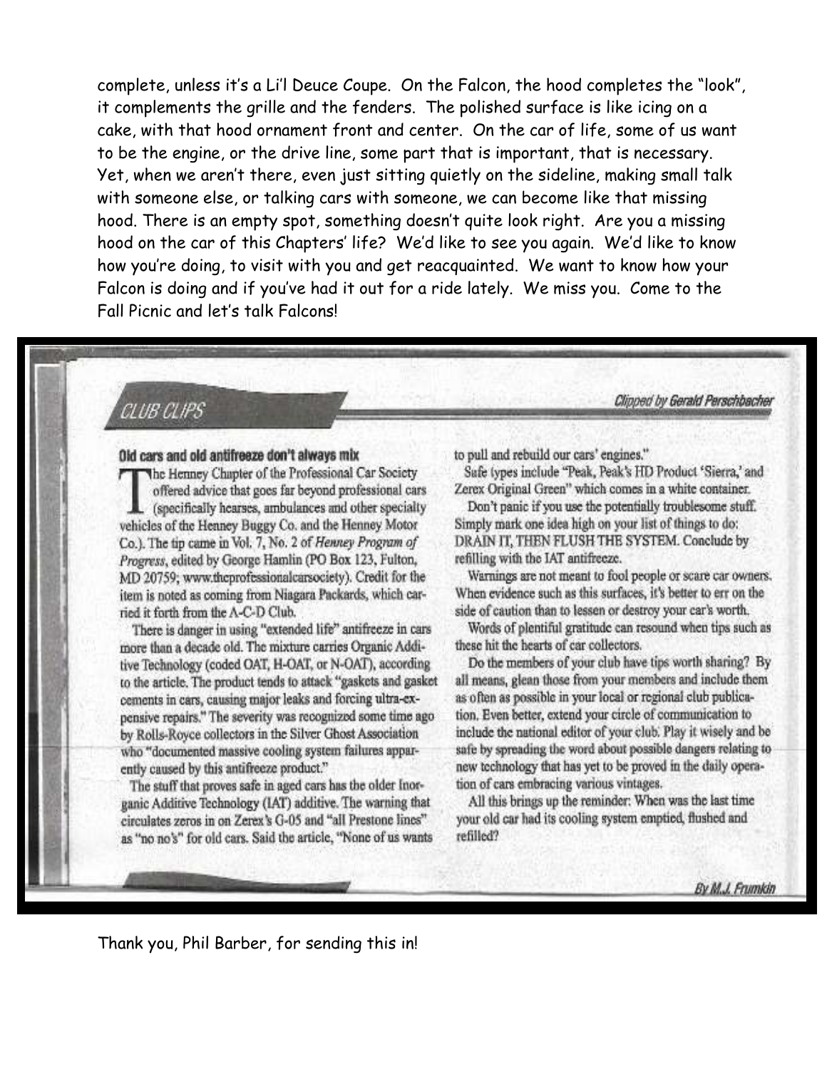complete, unless it's a Li'l Deuce Coupe. On the Falcon, the hood completes the "look", it complements the grille and the fenders. The polished surface is like icing on a cake, with that hood ornament front and center. On the car of life, some of us want to be the engine, or the drive line, some part that is important, that is necessary. Yet, when we aren't there, even just sitting quietly on the sideline, making small talk with someone else, or talking cars with someone, we can become like that missing hood. There is an empty spot, something doesn't quite look right. Are you a missing hood on the car of this Chapters' life? We'd like to see you again. We'd like to know how you're doing, to visit with you and get reacquainted. We want to know how your Falcon is doing and if you've had it out for a ride lately. We miss you. Come to the Fall Picnic and let's talk Falcons!

## CLUB CLIPS

*Clipped by Gerald Perschbacher*

### Old cars and old antifreeze don't always mix

The Henney Chapter of the Professional Car Society offered advice that goes far beyond professional cars (specifically hearses, ambulances and other specialty vehicles of the Henney Buggy Co. and the Henney Motor Co.). The tip came in Vol. 7, No. 2 of *Henney Program of Progress*, edited by George Hamlin (PO Box 123, Fulton, MD 20759; www.theprofessionalcarsociety). Credit for the item is noted as coming from Niagara Packards, which carried it forth from the A-C-D Club.

There is danger in using "extended life" antifreeze in cars more than a decade old. The mixture carries Organic Additive Technology (coded OAT, H-OAT, or N-OAT), according to the article. The product tends to attack "gaskets and gasket cements in cars, causing major leaks and forcing ultra-expensive repairs." The severity was recognized some time ago by Rolls-Royce collectors in the Silver Ghost Association who "documented massive cooling system failures apparently caused by this antifreeze product."

The stuff that proves safe in aged cars has the older Inorganic Additive Technology (IAT) additive. The warning that circulates zeros in on Zerex's G-05 and "all Prestone lines" as "no no's" for old cars. Said the article, "None of us wants to pull and rebuild our cars' engines."

Safe types include "Peak, Peak's HD Product 'Sierra,' and Zerex Original Green" which comes in a white container.

Don't panic if you use the potentially troublesome stuff. Simply mark one idea high on your list of things to do: DRAIN IT, THEN FLUSH THE SYSTEM. Conclude by refilling with the IAT antifreeze.

Warnings are not meant to fool people or scare car owners. When evidence such as this surfaces, it's better to err on the side of caution than to lessen or destroy your car's worth.

Words of plentiful gratitude can resound when tips such as these hit the hearts of car collectors.

Do the members of your club have tips worth sharing? By all means, glean those from your members and include them as often as possible in your local or regional club publication. Even better, extend your circle of communication to include the national editor of your club. Play it wisely and be safe by spreading the word about possible dangers relating to new technology that has yet to be proved in the daily operation of cars embracing various vintages.

All this brings up the reminder: When was the last time your old car had its cooling system emptied, flushed and refilled?

*By M.J. Frumkin*

Thank you, Phil Barber, for sending this in!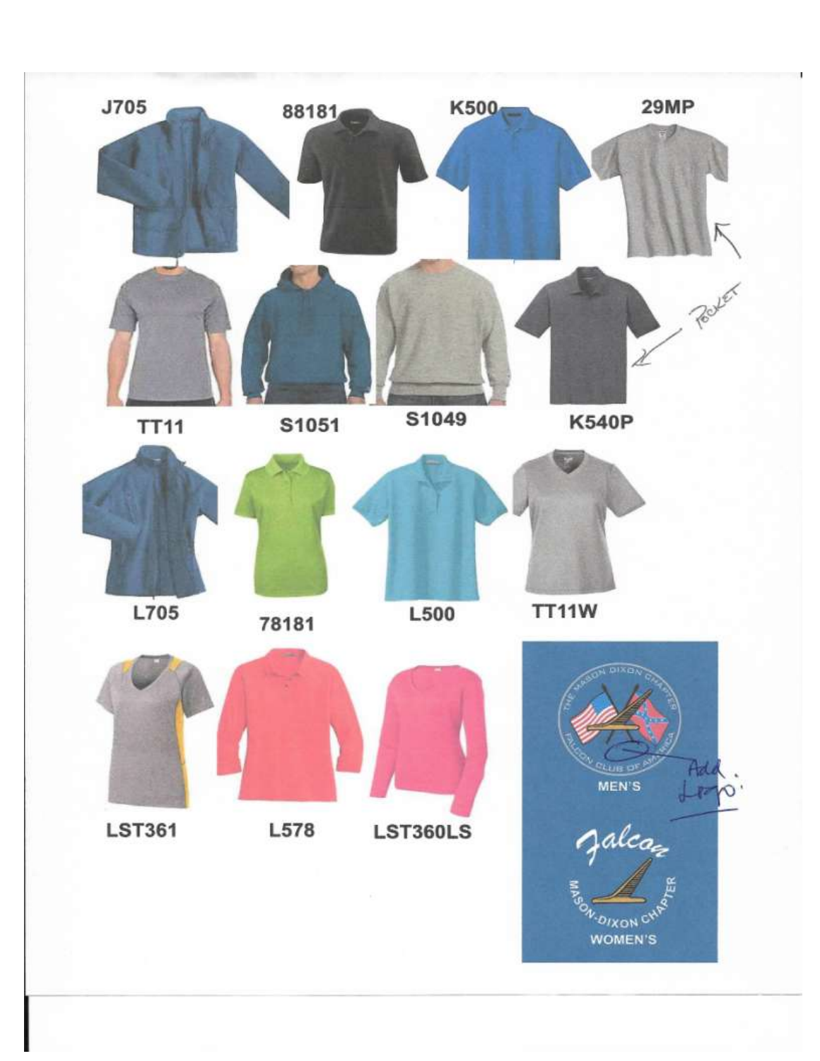J705

88181

K500

29MP

TT11

S1051

S1049

K540P

POCKET

L705

78181

L500

TT11W

LST361

L578

LST360LS

THE MASON DIXON CHAPTER FALCON CLUB OF AMERICA

Add Logo:

MEN'S

Falcon

MASON-DIXON CHAPTER

WOMEN'S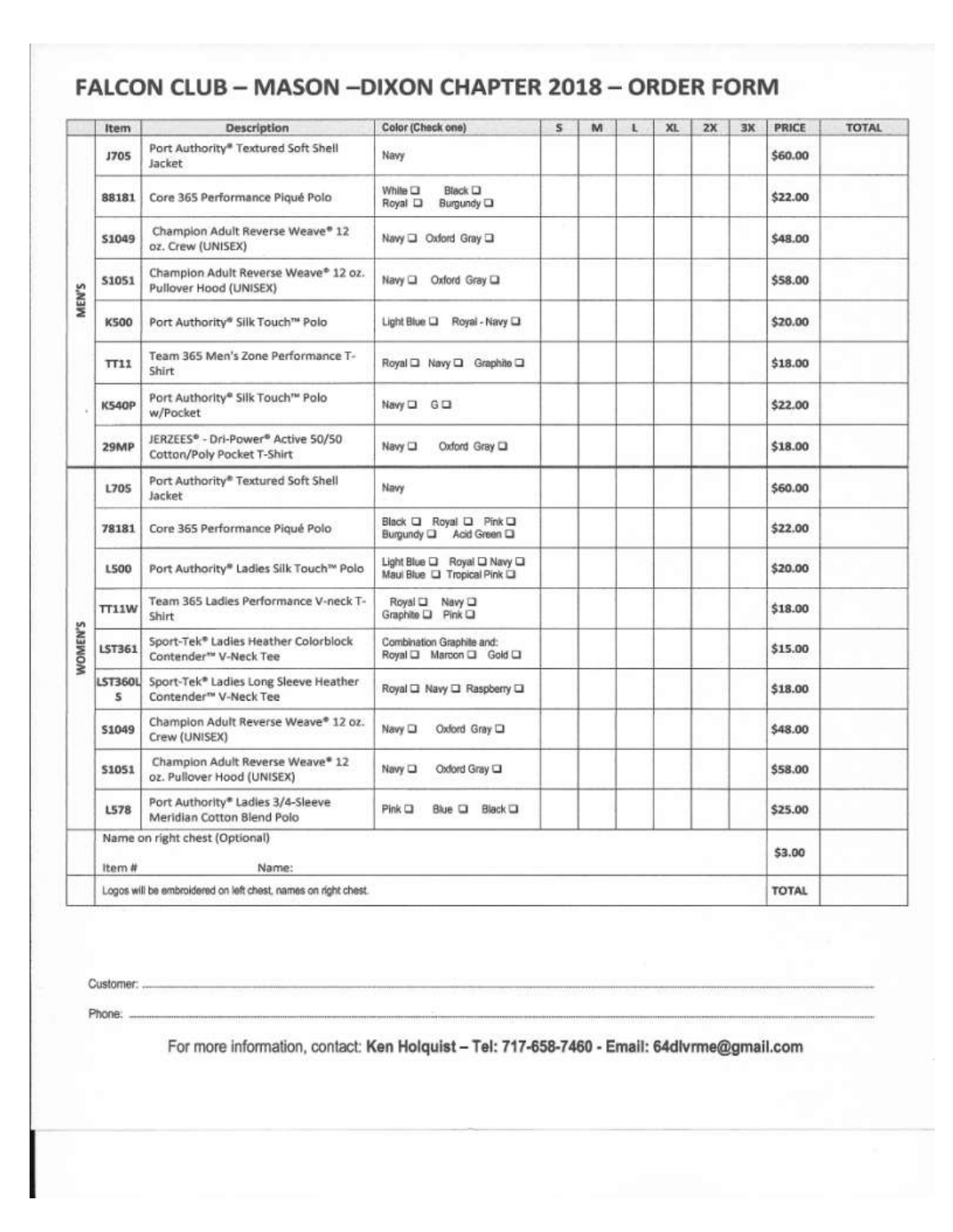# FALCON CLUB – MASON –DIXON CHAPTER 2018 – ORDER FORM

| | Item | Description | Color (Check one) | S | M | L | XL | 2X | 3X | PRICE | TOTAL |
|---|---|---|---|---|---|---|---|---|---|---|---|
| MEN'S | J705 | Port Authority® Textured Soft Shell Jacket | Navy | | | | | | | $60.00 | |
| | 88181 | Core 365 Performance Piqué Polo | White ☐ Black ☐ Royal ☐ Burgundy ☐ | | | | | | | $22.00 | |
| | S1049 | Champion Adult Reverse Weave® 12 oz. Crew (UNISEX) | Navy ☐ Oxford Gray ☐ | | | | | | | $48.00 | |
| | S1051 | Champion Adult Reverse Weave® 12 oz. Pullover Hood (UNISEX) | Navy ☐ Oxford Gray ☐ | | | | | | | $58.00 | |
| | K500 | Port Authority® Silk Touch™ Polo | Light Blue ☐ Royal - Navy ☐ | | | | | | | $20.00 | |
| | TT11 | Team 365 Men's Zone Performance T-Shirt | Royal ☐ Navy ☐ Graphite ☐ | | | | | | | $18.00 | |
| | K540P | Port Authority® Silk Touch™ Polo w/Pocket | Navy ☐ G ☐ | | | | | | | $22.00 | |
| | 29MP | JERZEES® - Dri-Power® Active 50/50 Cotton/Poly Pocket T-Shirt | Navy ☐ Oxford Gray ☐ | | | | | | | $18.00 | |
| WOMEN'S | L705 | Port Authority® Textured Soft Shell Jacket | Navy | | | | | | | $60.00 | |
| | 78181 | Core 365 Performance Piqué Polo | Black ☐ Royal ☐ Pink ☐ Burgundy ☐ Acid Green ☐ | | | | | | | $22.00 | |
| | L500 | Port Authority® Ladies Silk Touch™ Polo | Light Blue ☐ Royal ☐ Navy ☐ Maui Blue ☐ Tropical Pink ☐ | | | | | | | $20.00 | |
| | TT11W | Team 365 Ladies Performance V-neck T-Shirt | Royal ☐ Navy ☐ Graphite ☐ Pink ☐ | | | | | | | $18.00 | |
| | LST361 | Sport-Tek® Ladies Heather Colorblock Contender™ V-Neck Tee | Combination Graphite and: Royal ☐ Maroon ☐ Gold ☐ | | | | | | | $15.00 | |
| | LST360LS | Sport-Tek® Ladies Long Sleeve Heather Contender™ V-Neck Tee | Royal ☐ Navy ☐ Raspberry ☐ | | | | | | | $18.00 | |
| | S1049 | Champion Adult Reverse Weave® 12 oz. Crew (UNISEX) | Navy ☐ Oxford Gray ☐ | | | | | | | $48.00 | |
| | S1051 | Champion Adult Reverse Weave® 12 oz. Pullover Hood (UNISEX) | Navy ☐ Oxford Gray ☐ | | | | | | | $58.00 | |
| | L578 | Port Authority® Ladies 3/4-Sleeve Meridian Cotton Blend Polo | Pink ☐ Blue ☐ Black ☐ | | | | | | | $25.00 | |
| | Name on right chest (Optional) Item # Name: | | | | | | | | | $3.00 | |
| | Logos will be embroidered on left chest, names on right chest. | | | | | | | | | TOTAL | |

Customer: ..............................................................................................

Phone: ..............................................................................................

For more information, contact: **Ken Holquist – Tel: 717-658-7460 - Email: 64dlvrme@gmail.com**